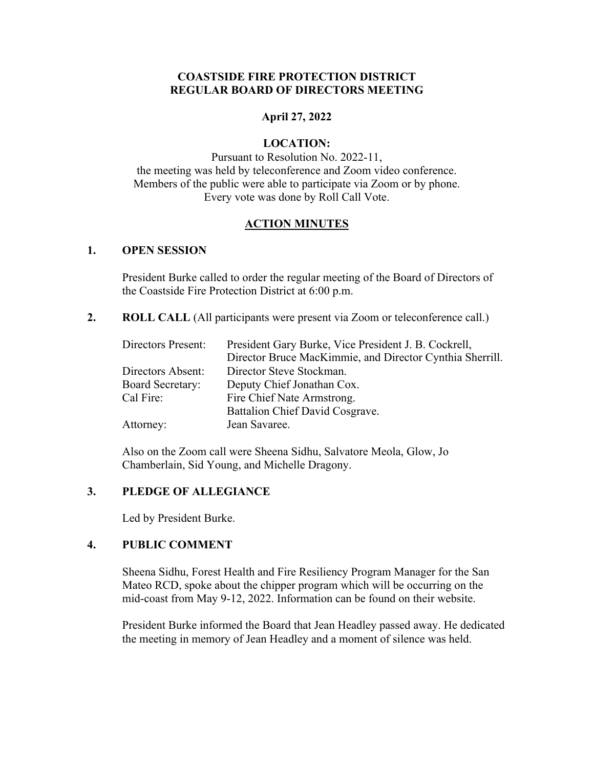# COASTSIDE FIRE PROTECTION DISTRICT
# REGULAR BOARD OF DIRECTORS MEETING

**April 27, 2022**

**LOCATION:**

Pursuant to Resolution No. 2022-11,
the meeting was held by teleconference and Zoom video conference.
Members of the public were able to participate via Zoom or by phone.
Every vote was done by Roll Call Vote.

## ACTION MINUTES

### 1. OPEN SESSION

President Burke called to order the regular meeting of the Board of Directors of the Coastside Fire Protection District at 6:00 p.m.

### 2. ROLL CALL (All participants were present via Zoom or teleconference call.)

| | |
|---|---|
| Directors Present: | President Gary Burke, Vice President J. B. Cockrell, Director Bruce MacKimmie, and Director Cynthia Sherrill. |
| Directors Absent: | Director Steve Stockman. |
| Board Secretary: | Deputy Chief Jonathan Cox. |
| Cal Fire: | Fire Chief Nate Armstrong. Battalion Chief David Cosgrave. |
| Attorney: | Jean Savaree. |

Also on the Zoom call were Sheena Sidhu, Salvatore Meola, Glow, Jo Chamberlain, Sid Young, and Michelle Dragony.

### 3. PLEDGE OF ALLEGIANCE

Led by President Burke.

### 4. PUBLIC COMMENT

Sheena Sidhu, Forest Health and Fire Resiliency Program Manager for the San Mateo RCD, spoke about the chipper program which will be occurring on the mid-coast from May 9-12, 2022. Information can be found on their website.

President Burke informed the Board that Jean Headley passed away. He dedicated the meeting in memory of Jean Headley and a moment of silence was held.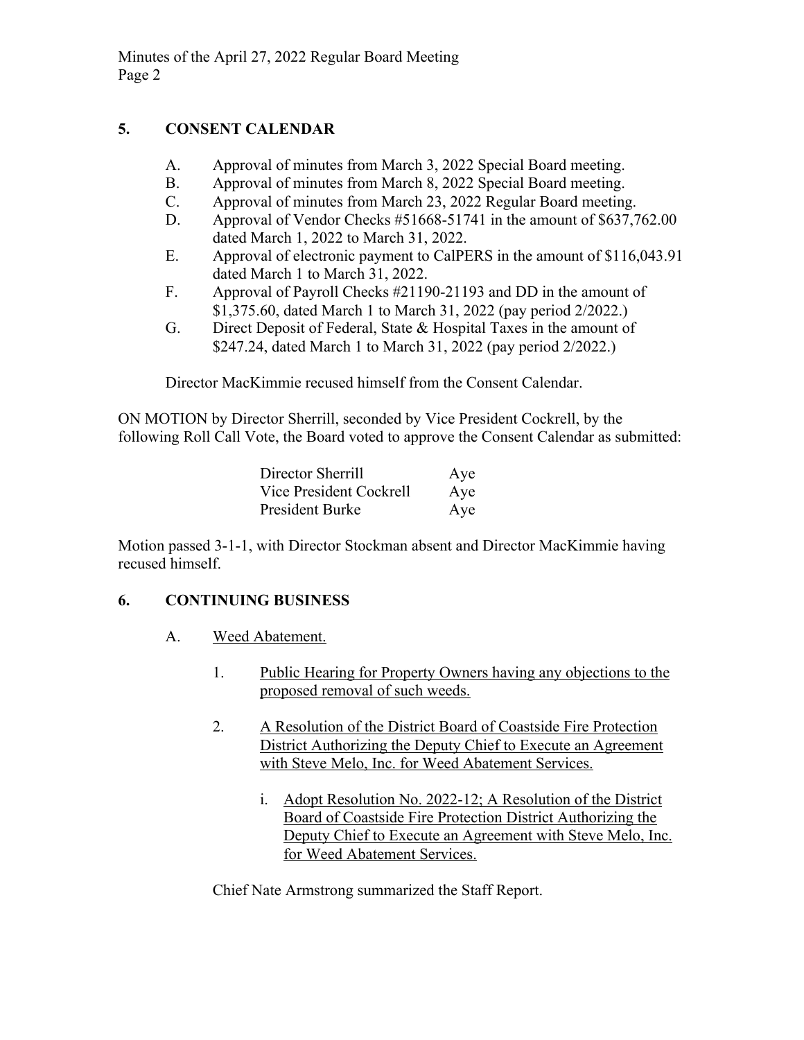## 5. CONSENT CALENDAR

A. Approval of minutes from March 3, 2022 Special Board meeting.

B. Approval of minutes from March 8, 2022 Special Board meeting.

C. Approval of minutes from March 23, 2022 Regular Board meeting.

D. Approval of Vendor Checks #51668-51741 in the amount of $637,762.00 dated March 1, 2022 to March 31, 2022.

E. Approval of electronic payment to CalPERS in the amount of $116,043.91 dated March 1 to March 31, 2022.

F. Approval of Payroll Checks #21190-21193 and DD in the amount of $1,375.60, dated March 1 to March 31, 2022 (pay period 2/2022.)

G. Direct Deposit of Federal, State & Hospital Taxes in the amount of $247.24, dated March 1 to March 31, 2022 (pay period 2/2022.)

Director MacKimmie recused himself from the Consent Calendar.

ON MOTION by Director Sherrill, seconded by Vice President Cockrell, by the following Roll Call Vote, the Board voted to approve the Consent Calendar as submitted:

| | |
|---|---|
| Director Sherrill | Aye |
| Vice President Cockrell | Aye |
| President Burke | Aye |

Motion passed 3-1-1, with Director Stockman absent and Director MacKimmie having recused himself.

## 6. CONTINUING BUSINESS

A. Weed Abatement.

1. Public Hearing for Property Owners having any objections to the proposed removal of such weeds.

2. A Resolution of the District Board of Coastside Fire Protection District Authorizing the Deputy Chief to Execute an Agreement with Steve Melo, Inc. for Weed Abatement Services.

   i. Adopt Resolution No. 2022-12; A Resolution of the District Board of Coastside Fire Protection District Authorizing the Deputy Chief to Execute an Agreement with Steve Melo, Inc. for Weed Abatement Services.

Chief Nate Armstrong summarized the Staff Report.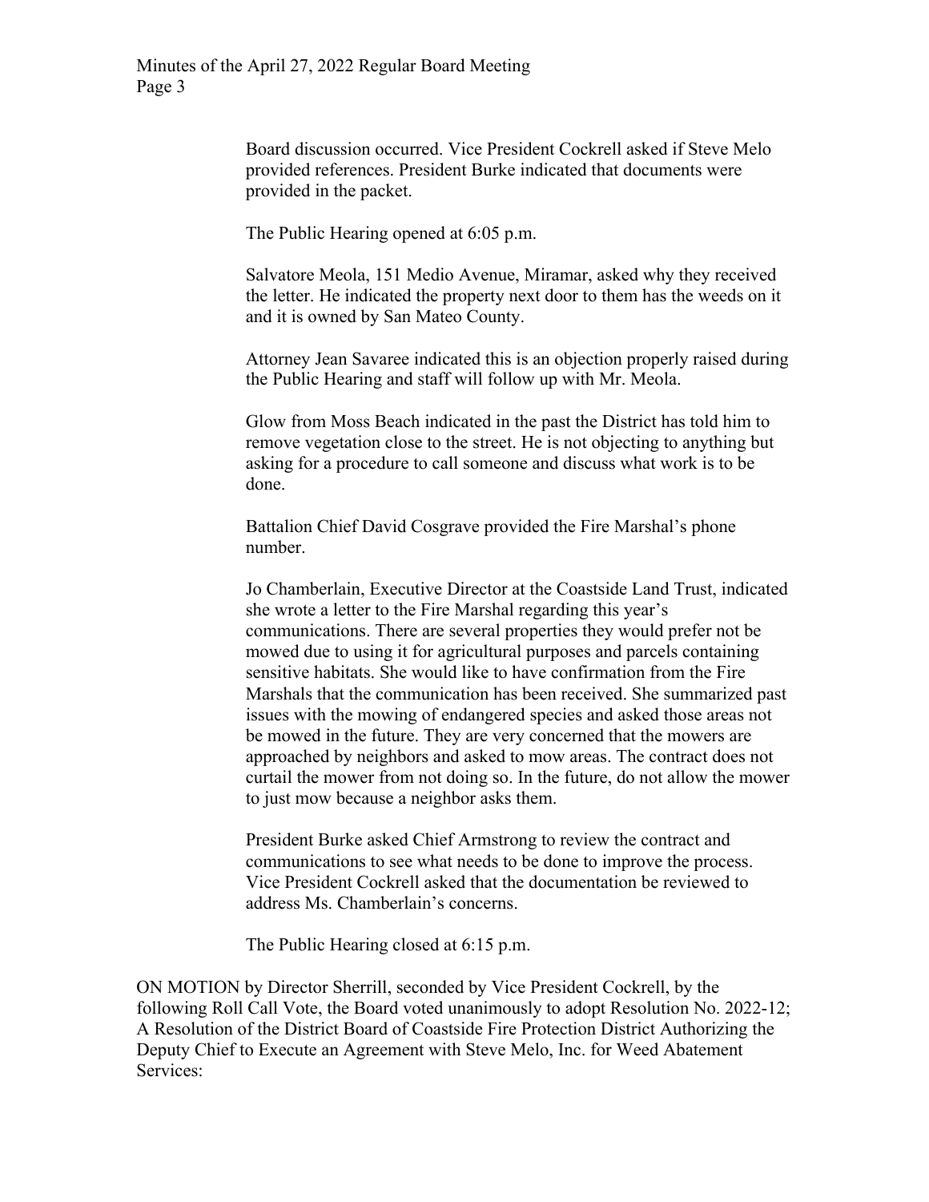Board discussion occurred. Vice President Cockrell asked if Steve Melo provided references. President Burke indicated that documents were provided in the packet.

The Public Hearing opened at 6:05 p.m.

Salvatore Meola, 151 Medio Avenue, Miramar, asked why they received the letter. He indicated the property next door to them has the weeds on it and it is owned by San Mateo County.

Attorney Jean Savaree indicated this is an objection properly raised during the Public Hearing and staff will follow up with Mr. Meola.

Glow from Moss Beach indicated in the past the District has told him to remove vegetation close to the street. He is not objecting to anything but asking for a procedure to call someone and discuss what work is to be done.

Battalion Chief David Cosgrave provided the Fire Marshal's phone number.

Jo Chamberlain, Executive Director at the Coastside Land Trust, indicated she wrote a letter to the Fire Marshal regarding this year's communications. There are several properties they would prefer not be mowed due to using it for agricultural purposes and parcels containing sensitive habitats. She would like to have confirmation from the Fire Marshals that the communication has been received. She summarized past issues with the mowing of endangered species and asked those areas not be mowed in the future. They are very concerned that the mowers are approached by neighbors and asked to mow areas. The contract does not curtail the mower from not doing so. In the future, do not allow the mower to just mow because a neighbor asks them.

President Burke asked Chief Armstrong to review the contract and communications to see what needs to be done to improve the process. Vice President Cockrell asked that the documentation be reviewed to address Ms. Chamberlain's concerns.

The Public Hearing closed at 6:15 p.m.

ON MOTION by Director Sherrill, seconded by Vice President Cockrell, by the following Roll Call Vote, the Board voted unanimously to adopt Resolution No. 2022-12; A Resolution of the District Board of Coastside Fire Protection District Authorizing the Deputy Chief to Execute an Agreement with Steve Melo, Inc. for Weed Abatement Services: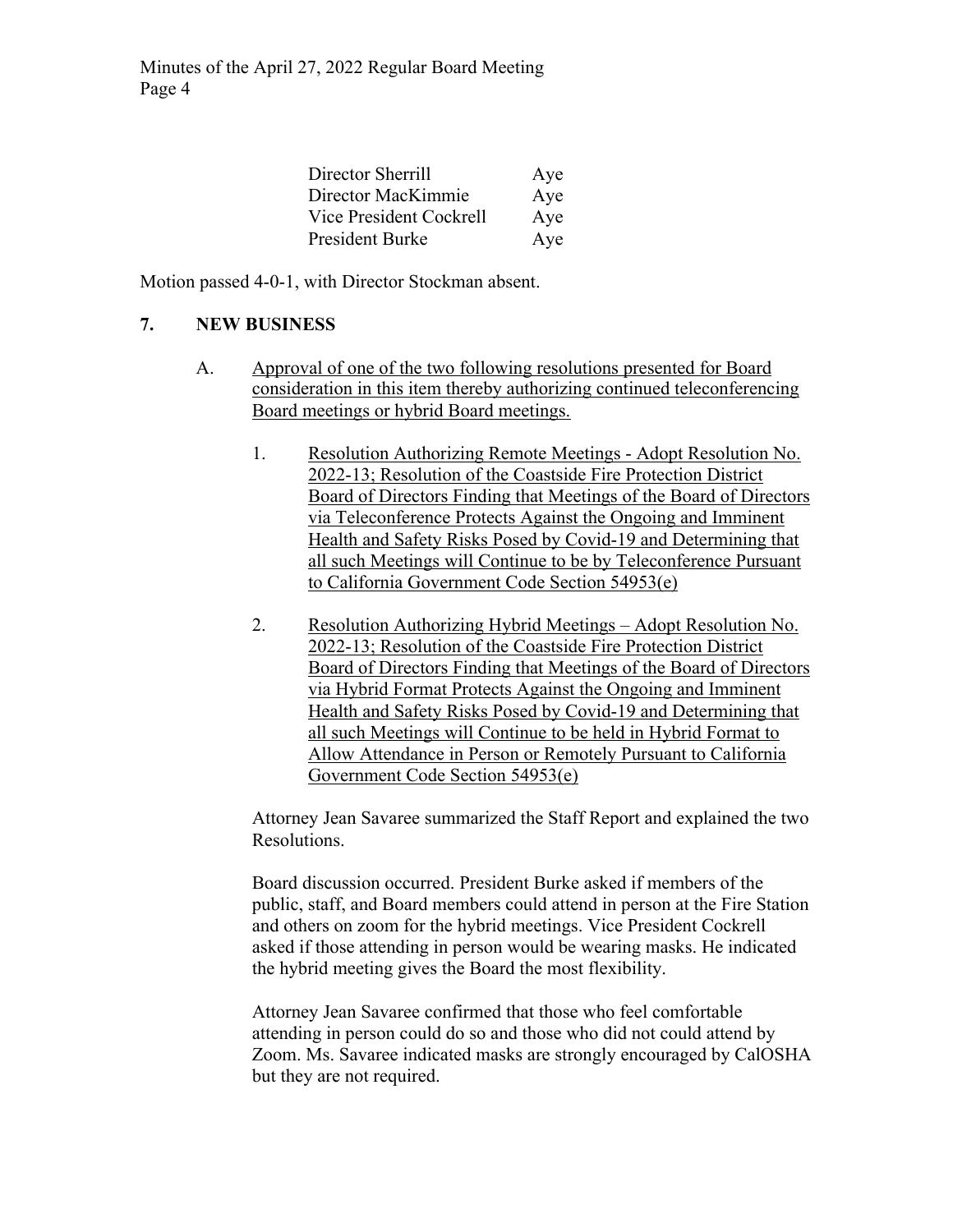| | |
|---|---|
| Director Sherrill | Aye |
| Director MacKimmie | Aye |
| Vice President Cockrell | Aye |
| President Burke | Aye |

Motion passed 4-0-1, with Director Stockman absent.

## 7. NEW BUSINESS

A. Approval of one of the two following resolutions presented for Board consideration in this item thereby authorizing continued teleconferencing Board meetings or hybrid Board meetings.

1. Resolution Authorizing Remote Meetings - Adopt Resolution No. 2022-13; Resolution of the Coastside Fire Protection District Board of Directors Finding that Meetings of the Board of Directors via Teleconference Protects Against the Ongoing and Imminent Health and Safety Risks Posed by Covid-19 and Determining that all such Meetings will Continue to be by Teleconference Pursuant to California Government Code Section 54953(e)

2. Resolution Authorizing Hybrid Meetings – Adopt Resolution No. 2022-13; Resolution of the Coastside Fire Protection District Board of Directors Finding that Meetings of the Board of Directors via Hybrid Format Protects Against the Ongoing and Imminent Health and Safety Risks Posed by Covid-19 and Determining that all such Meetings will Continue to be held in Hybrid Format to Allow Attendance in Person or Remotely Pursuant to California Government Code Section 54953(e)

Attorney Jean Savaree summarized the Staff Report and explained the two Resolutions.

Board discussion occurred. President Burke asked if members of the public, staff, and Board members could attend in person at the Fire Station and others on zoom for the hybrid meetings. Vice President Cockrell asked if those attending in person would be wearing masks. He indicated the hybrid meeting gives the Board the most flexibility.

Attorney Jean Savaree confirmed that those who feel comfortable attending in person could do so and those who did not could attend by Zoom. Ms. Savaree indicated masks are strongly encouraged by CalOSHA but they are not required.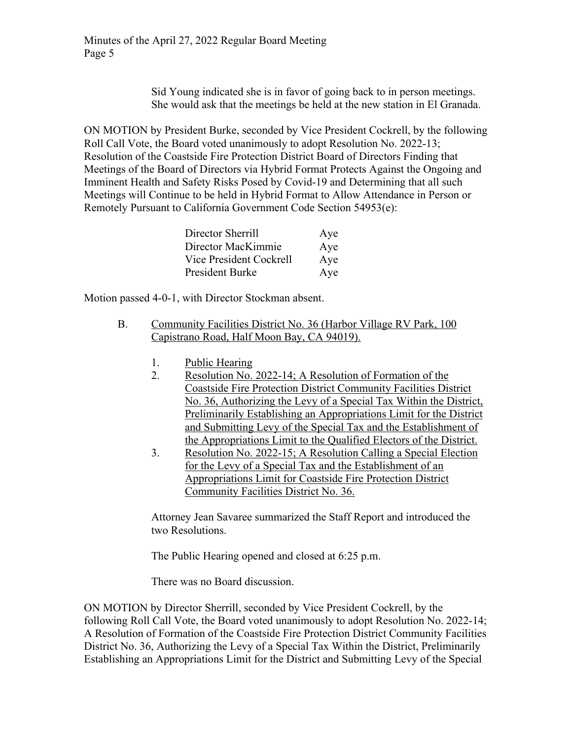Sid Young indicated she is in favor of going back to in person meetings. She would ask that the meetings be held at the new station in El Granada.

ON MOTION by President Burke, seconded by Vice President Cockrell, by the following Roll Call Vote, the Board voted unanimously to adopt Resolution No. 2022-13; Resolution of the Coastside Fire Protection District Board of Directors Finding that Meetings of the Board of Directors via Hybrid Format Protects Against the Ongoing and Imminent Health and Safety Risks Posed by Covid-19 and Determining that all such Meetings will Continue to be held in Hybrid Format to Allow Attendance in Person or Remotely Pursuant to California Government Code Section 54953(e):

| | |
|---|---|
| Director Sherrill | Aye |
| Director MacKimmie | Aye |
| Vice President Cockrell | Aye |
| President Burke | Aye |

Motion passed 4-0-1, with Director Stockman absent.

B. <u>Community Facilities District No. 36 (Harbor Village RV Park, 100 Capistrano Road, Half Moon Bay, CA 94019).</u>

1. <u>Public Hearing</u>
2. <u>Resolution No. 2022-14; A Resolution of Formation of the Coastside Fire Protection District Community Facilities District No. 36, Authorizing the Levy of a Special Tax Within the District, Preliminarily Establishing an Appropriations Limit for the District and Submitting Levy of the Special Tax and the Establishment of the Appropriations Limit to the Qualified Electors of the District.</u>
3. <u>Resolution No. 2022-15; A Resolution Calling a Special Election for the Levy of a Special Tax and the Establishment of an Appropriations Limit for Coastside Fire Protection District Community Facilities District No. 36.</u>

Attorney Jean Savaree summarized the Staff Report and introduced the two Resolutions.

The Public Hearing opened and closed at 6:25 p.m.

There was no Board discussion.

ON MOTION by Director Sherrill, seconded by Vice President Cockrell, by the following Roll Call Vote, the Board voted unanimously to adopt Resolution No. 2022-14; A Resolution of Formation of the Coastside Fire Protection District Community Facilities District No. 36, Authorizing the Levy of a Special Tax Within the District, Preliminarily Establishing an Appropriations Limit for the District and Submitting Levy of the Special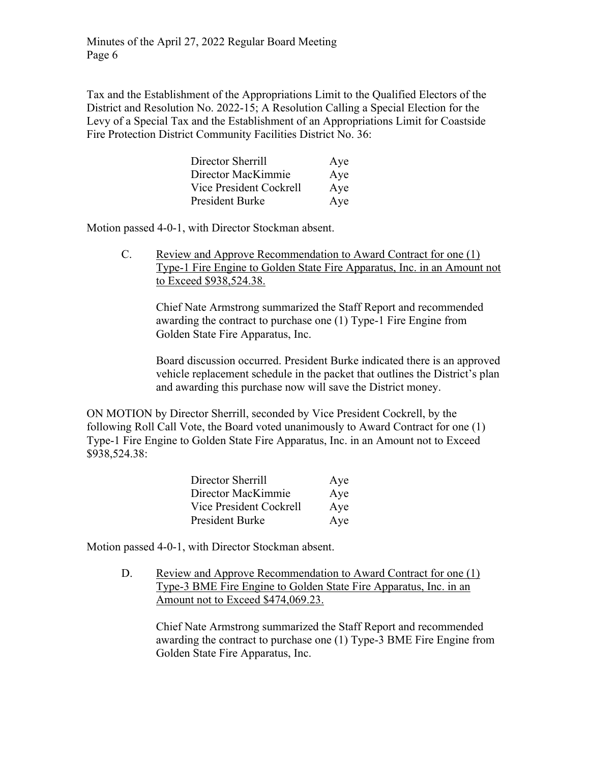Tax and the Establishment of the Appropriations Limit to the Qualified Electors of the District and Resolution No. 2022-15; A Resolution Calling a Special Election for the Levy of a Special Tax and the Establishment of an Appropriations Limit for Coastside Fire Protection District Community Facilities District No. 36:

| | |
|---|---|
| Director Sherrill | Aye |
| Director MacKimmie | Aye |
| Vice President Cockrell | Aye |
| President Burke | Aye |

Motion passed 4-0-1, with Director Stockman absent.

C. Review and Approve Recommendation to Award Contract for one (1) Type-1 Fire Engine to Golden State Fire Apparatus, Inc. in an Amount not to Exceed $938,524.38.

Chief Nate Armstrong summarized the Staff Report and recommended awarding the contract to purchase one (1) Type-1 Fire Engine from Golden State Fire Apparatus, Inc.

Board discussion occurred. President Burke indicated there is an approved vehicle replacement schedule in the packet that outlines the District's plan and awarding this purchase now will save the District money.

ON MOTION by Director Sherrill, seconded by Vice President Cockrell, by the following Roll Call Vote, the Board voted unanimously to Award Contract for one (1) Type-1 Fire Engine to Golden State Fire Apparatus, Inc. in an Amount not to Exceed $938,524.38:

| | |
|---|---|
| Director Sherrill | Aye |
| Director MacKimmie | Aye |
| Vice President Cockrell | Aye |
| President Burke | Aye |

Motion passed 4-0-1, with Director Stockman absent.

D. Review and Approve Recommendation to Award Contract for one (1) Type-3 BME Fire Engine to Golden State Fire Apparatus, Inc. in an Amount not to Exceed $474,069.23.

Chief Nate Armstrong summarized the Staff Report and recommended awarding the contract to purchase one (1) Type-3 BME Fire Engine from Golden State Fire Apparatus, Inc.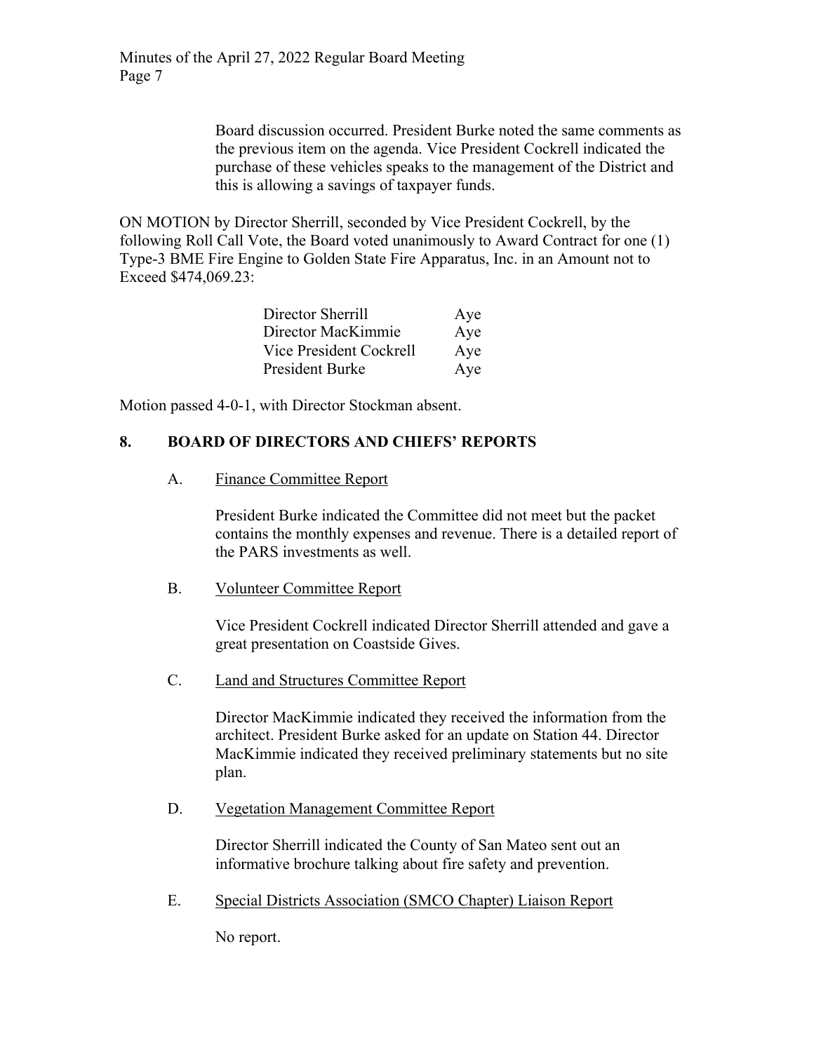Board discussion occurred. President Burke noted the same comments as the previous item on the agenda. Vice President Cockrell indicated the purchase of these vehicles speaks to the management of the District and this is allowing a savings of taxpayer funds.

ON MOTION by Director Sherrill, seconded by Vice President Cockrell, by the following Roll Call Vote, the Board voted unanimously to Award Contract for one (1) Type-3 BME Fire Engine to Golden State Fire Apparatus, Inc. in an Amount not to Exceed $474,069.23:

| | |
|---|---|
| Director Sherrill | Aye |
| Director MacKimmie | Aye |
| Vice President Cockrell | Aye |
| President Burke | Aye |

Motion passed 4-0-1, with Director Stockman absent.

## 8. BOARD OF DIRECTORS AND CHIEFS' REPORTS

### A. Finance Committee Report

President Burke indicated the Committee did not meet but the packet contains the monthly expenses and revenue. There is a detailed report of the PARS investments as well.

### B. Volunteer Committee Report

Vice President Cockrell indicated Director Sherrill attended and gave a great presentation on Coastside Gives.

### C. Land and Structures Committee Report

Director MacKimmie indicated they received the information from the architect. President Burke asked for an update on Station 44. Director MacKimmie indicated they received preliminary statements but no site plan.

### D. Vegetation Management Committee Report

Director Sherrill indicated the County of San Mateo sent out an informative brochure talking about fire safety and prevention.

### E. Special Districts Association (SMCO Chapter) Liaison Report

No report.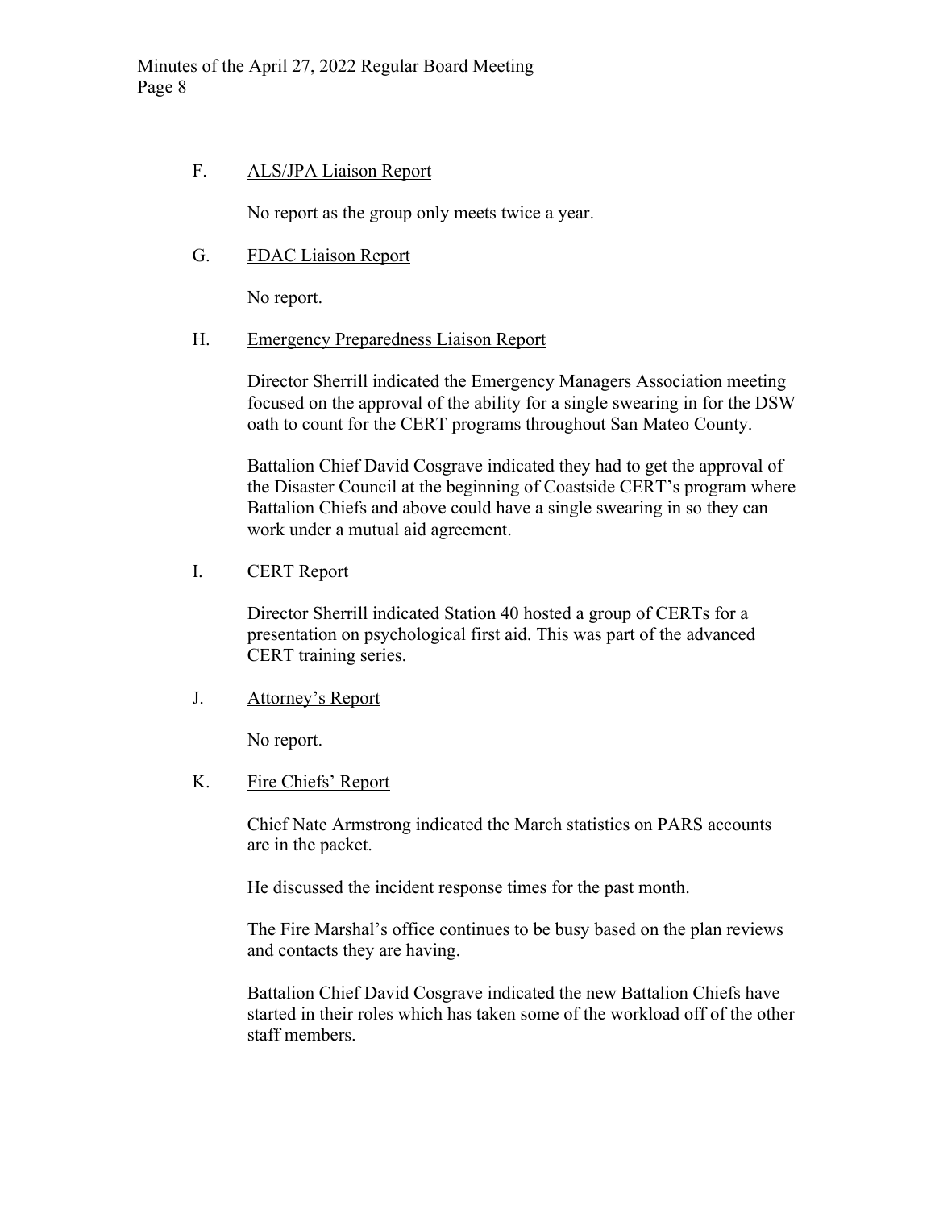F. <u>ALS/JPA Liaison Report</u>

No report as the group only meets twice a year.

G. <u>FDAC Liaison Report</u>

No report.

H. <u>Emergency Preparedness Liaison Report</u>

Director Sherrill indicated the Emergency Managers Association meeting focused on the approval of the ability for a single swearing in for the DSW oath to count for the CERT programs throughout San Mateo County.

Battalion Chief David Cosgrave indicated they had to get the approval of the Disaster Council at the beginning of Coastside CERT's program where Battalion Chiefs and above could have a single swearing in so they can work under a mutual aid agreement.

I. <u>CERT Report</u>

Director Sherrill indicated Station 40 hosted a group of CERTs for a presentation on psychological first aid. This was part of the advanced CERT training series.

J. <u>Attorney's Report</u>

No report.

K. <u>Fire Chiefs' Report</u>

Chief Nate Armstrong indicated the March statistics on PARS accounts are in the packet.

He discussed the incident response times for the past month.

The Fire Marshal's office continues to be busy based on the plan reviews and contacts they are having.

Battalion Chief David Cosgrave indicated the new Battalion Chiefs have started in their roles which has taken some of the workload off of the other staff members.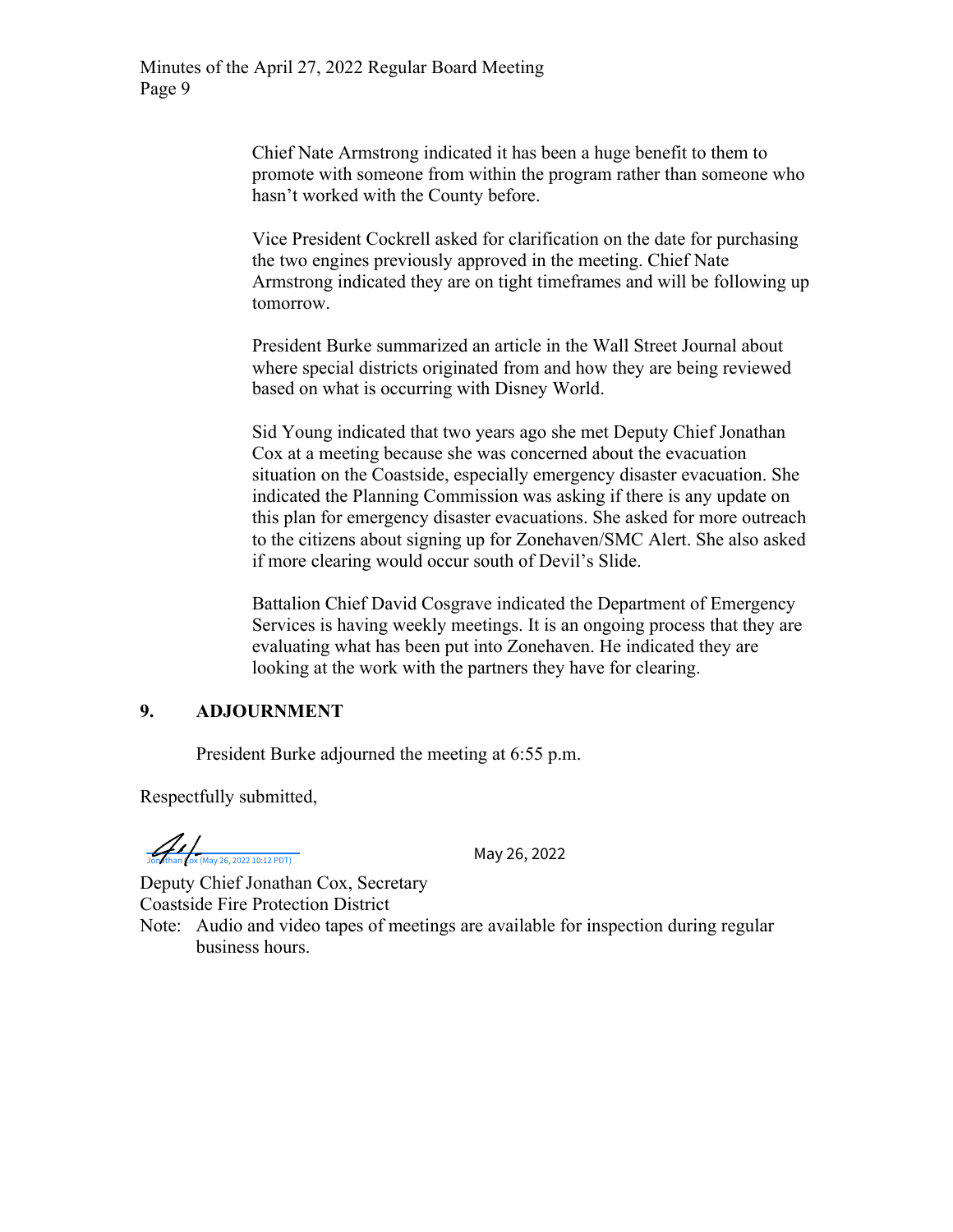Chief Nate Armstrong indicated it has been a huge benefit to them to promote with someone from within the program rather than someone who hasn't worked with the County before.

Vice President Cockrell asked for clarification on the date for purchasing the two engines previously approved in the meeting. Chief Nate Armstrong indicated they are on tight timeframes and will be following up tomorrow.

President Burke summarized an article in the Wall Street Journal about where special districts originated from and how they are being reviewed based on what is occurring with Disney World.

Sid Young indicated that two years ago she met Deputy Chief Jonathan Cox at a meeting because she was concerned about the evacuation situation on the Coastside, especially emergency disaster evacuation. She indicated the Planning Commission was asking if there is any update on this plan for emergency disaster evacuations. She asked for more outreach to the citizens about signing up for Zonehaven/SMC Alert. She also asked if more clearing would occur south of Devil's Slide.

Battalion Chief David Cosgrave indicated the Department of Emergency Services is having weekly meetings. It is an ongoing process that they are evaluating what has been put into Zonehaven. He indicated they are looking at the work with the partners they have for clearing.

## 9. ADJOURNMENT

President Burke adjourned the meeting at 6:55 p.m.

Respectfully submitted,

Jonathan Cox (May 26, 2022 10:12 PDT) May 26, 2022

Deputy Chief Jonathan Cox, Secretary
Coastside Fire Protection District

Note: Audio and video tapes of meetings are available for inspection during regular business hours.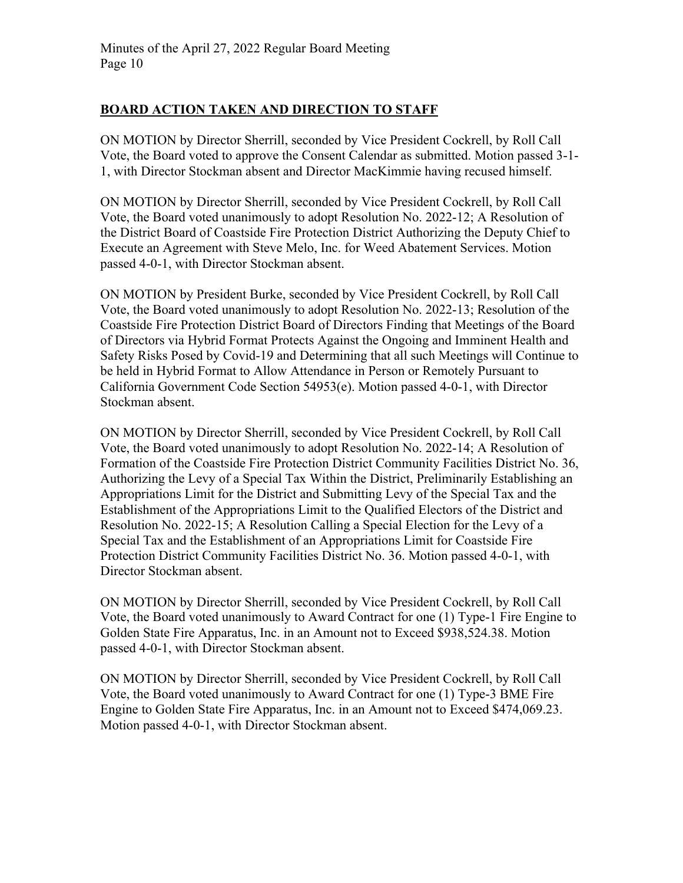## BOARD ACTION TAKEN AND DIRECTION TO STAFF

ON MOTION by Director Sherrill, seconded by Vice President Cockrell, by Roll Call Vote, the Board voted to approve the Consent Calendar as submitted. Motion passed 3-1-1, with Director Stockman absent and Director MacKimmie having recused himself.

ON MOTION by Director Sherrill, seconded by Vice President Cockrell, by Roll Call Vote, the Board voted unanimously to adopt Resolution No. 2022-12; A Resolution of the District Board of Coastside Fire Protection District Authorizing the Deputy Chief to Execute an Agreement with Steve Melo, Inc. for Weed Abatement Services. Motion passed 4-0-1, with Director Stockman absent.

ON MOTION by President Burke, seconded by Vice President Cockrell, by Roll Call Vote, the Board voted unanimously to adopt Resolution No. 2022-13; Resolution of the Coastside Fire Protection District Board of Directors Finding that Meetings of the Board of Directors via Hybrid Format Protects Against the Ongoing and Imminent Health and Safety Risks Posed by Covid-19 and Determining that all such Meetings will Continue to be held in Hybrid Format to Allow Attendance in Person or Remotely Pursuant to California Government Code Section 54953(e). Motion passed 4-0-1, with Director Stockman absent.

ON MOTION by Director Sherrill, seconded by Vice President Cockrell, by Roll Call Vote, the Board voted unanimously to adopt Resolution No. 2022-14; A Resolution of Formation of the Coastside Fire Protection District Community Facilities District No. 36, Authorizing the Levy of a Special Tax Within the District, Preliminarily Establishing an Appropriations Limit for the District and Submitting Levy of the Special Tax and the Establishment of the Appropriations Limit to the Qualified Electors of the District and Resolution No. 2022-15; A Resolution Calling a Special Election for the Levy of a Special Tax and the Establishment of an Appropriations Limit for Coastside Fire Protection District Community Facilities District No. 36. Motion passed 4-0-1, with Director Stockman absent.

ON MOTION by Director Sherrill, seconded by Vice President Cockrell, by Roll Call Vote, the Board voted unanimously to Award Contract for one (1) Type-1 Fire Engine to Golden State Fire Apparatus, Inc. in an Amount not to Exceed $938,524.38. Motion passed 4-0-1, with Director Stockman absent.

ON MOTION by Director Sherrill, seconded by Vice President Cockrell, by Roll Call Vote, the Board voted unanimously to Award Contract for one (1) Type-3 BME Fire Engine to Golden State Fire Apparatus, Inc. in an Amount not to Exceed $474,069.23. Motion passed 4-0-1, with Director Stockman absent.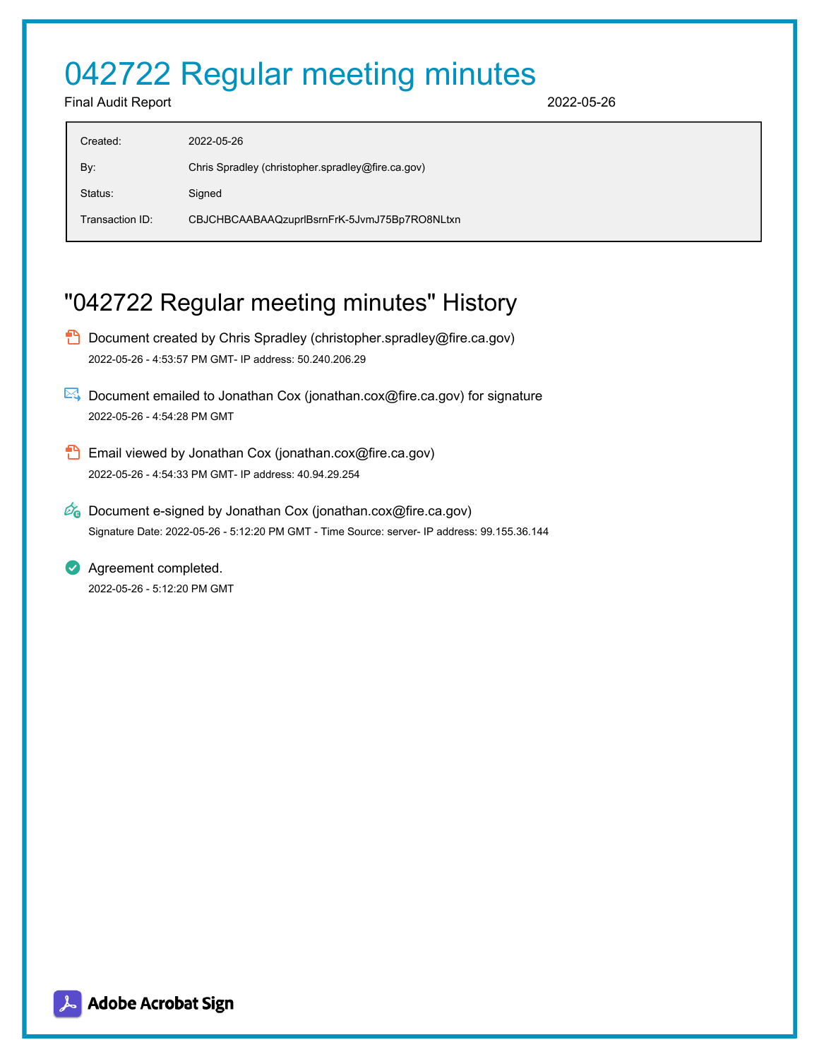# 042722 Regular meeting minutes

Final Audit Report 2022-05-26

| | |
|---|---|
| Created: | 2022-05-26 |
| By: | Chris Spradley (christopher.spradley@fire.ca.gov) |
| Status: | Signed |
| Transaction ID: | CBJCHBCAABAAQzuprlBsrnFrK-5JvmJ75Bp7RO8NLtxn |

## "042722 Regular meeting minutes" History

- Document created by Chris Spradley (christopher.spradley@fire.ca.gov)
  2022-05-26 - 4:53:57 PM GMT- IP address: 50.240.206.29

- Document emailed to Jonathan Cox (jonathan.cox@fire.ca.gov) for signature
  2022-05-26 - 4:54:28 PM GMT

- Email viewed by Jonathan Cox (jonathan.cox@fire.ca.gov)
  2022-05-26 - 4:54:33 PM GMT- IP address: 40.94.29.254

- Document e-signed by Jonathan Cox (jonathan.cox@fire.ca.gov)
  Signature Date: 2022-05-26 - 5:12:20 PM GMT - Time Source: server- IP address: 99.155.36.144

- Agreement completed.
  2022-05-26 - 5:12:20 PM GMT

Adobe Acrobat Sign